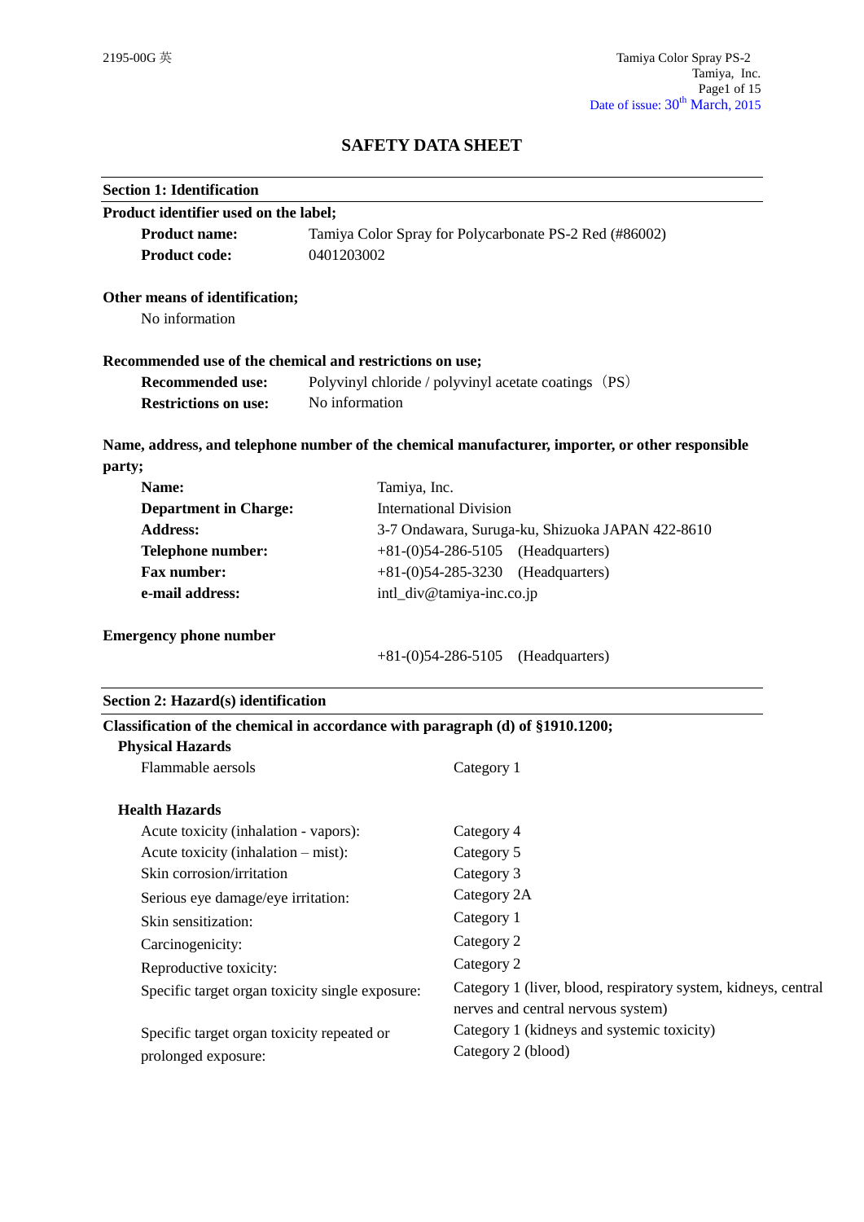# SAFETY DATA SHEET

## Section 1: Identification

**Product identifier used on the label;**

| | |
|---|---|
| **Product name:** | Tamiya Color Spray for Polycarbonate PS-2 Red (#86002) |
| **Product code:** | 0401203002 |

**Other means of identification;**

No information

**Recommended use of the chemical and restrictions on use;**

| | |
|---|---|
| **Recommended use:** | Polyvinyl chloride / polyvinyl acetate coatings（PS） |
| **Restrictions on use:** | No information |

**Name, address, and telephone number of the chemical manufacturer, importer, or other responsible party;**

| | |
|---|---|
| **Name:** | Tamiya, Inc. |
| **Department in Charge:** | International Division |
| **Address:** | 3-7 Ondawara, Suruga-ku, Shizuoka JAPAN 422-8610 |
| **Telephone number:** | +81-(0)54-286-5105 (Headquarters) |
| **Fax number:** | +81-(0)54-285-3230 (Headquarters) |
| **e-mail address:** | intl_div@tamiya-inc.co.jp |

**Emergency phone number**

+81-(0)54-286-5105 (Headquarters)

## Section 2: Hazard(s) identification

**Classification of the chemical in accordance with paragraph (d) of §1910.1200;**

**Physical Hazards**

| | |
|---|---|
| Flammable aersols | Category 1 |

**Health Hazards**

| | |
|---|---|
| Acute toxicity (inhalation - vapors): | Category 4 |
| Acute toxicity (inhalation – mist): | Category 5 |
| Skin corrosion/irritation | Category 3 |
| Serious eye damage/eye irritation: | Category 2A |
| Skin sensitization: | Category 1 |
| Carcinogenicity: | Category 2 |
| Reproductive toxicity: | Category 2 |
| Specific target organ toxicity single exposure: | Category 1 (liver, blood, respiratory system, kidneys, central nerves and central nervous system) |
| Specific target organ toxicity repeated or prolonged exposure: | Category 1 (kidneys and systemic toxicity)<br>Category 2 (blood) |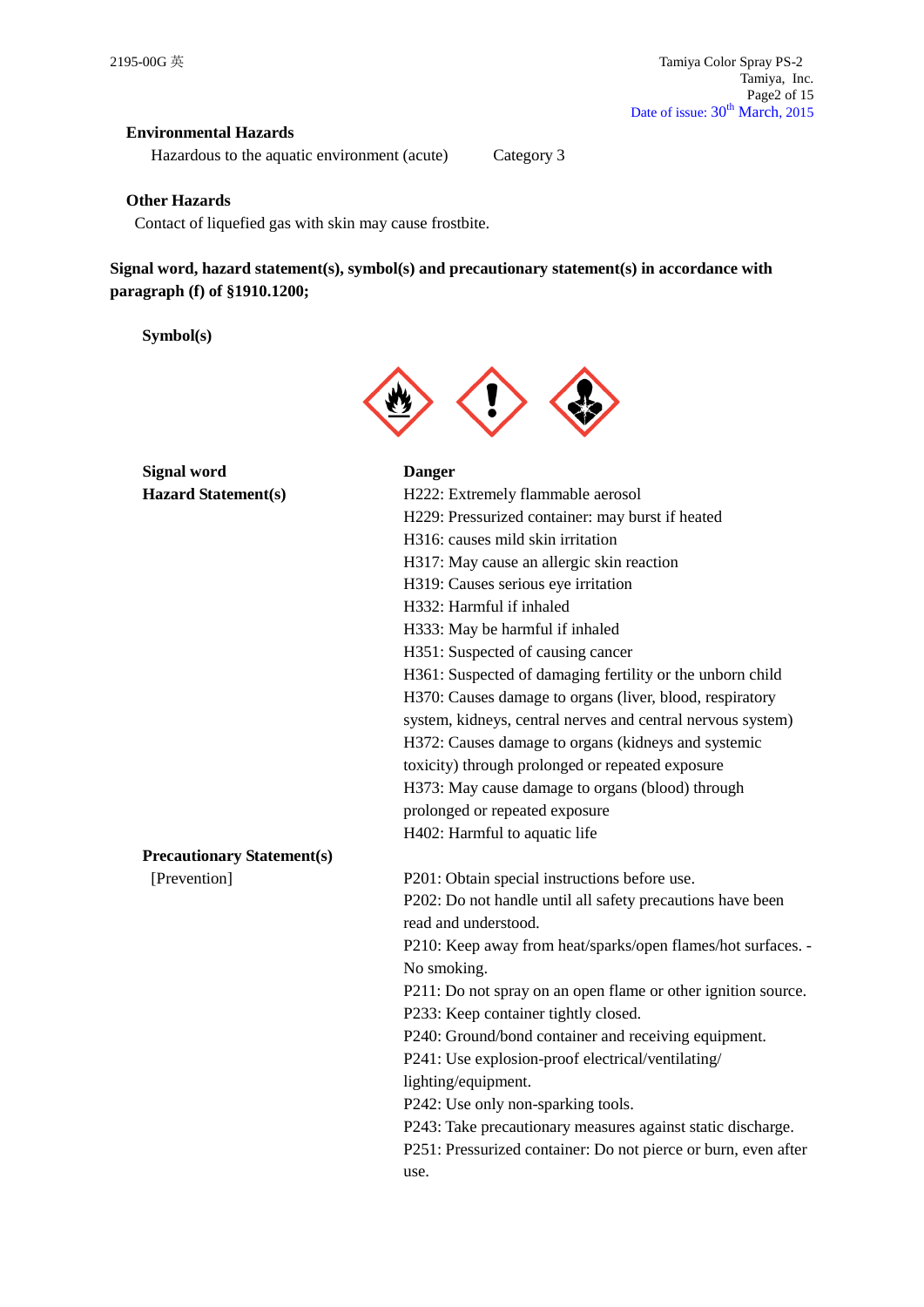**Environmental Hazards**

Hazardous to the aquatic environment (acute) Category 3

**Other Hazards**

Contact of liquefied gas with skin may cause frostbite.

**Signal word, hazard statement(s), symbol(s) and precautionary statement(s) in accordance with paragraph (f) of §1910.1200;**

**Symbol(s)**

**Signal word** **Danger**

**Hazard Statement(s)**

H222: Extremely flammable aerosol
H229: Pressurized container: may burst if heated
H316: causes mild skin irritation
H317: May cause an allergic skin reaction
H319: Causes serious eye irritation
H332: Harmful if inhaled
H333: May be harmful if inhaled
H351: Suspected of causing cancer
H361: Suspected of damaging fertility or the unborn child
H370: Causes damage to organs (liver, blood, respiratory system, kidneys, central nerves and central nervous system)
H372: Causes damage to organs (kidneys and systemic toxicity) through prolonged or repeated exposure
H373: May cause damage to organs (blood) through prolonged or repeated exposure
H402: Harmful to aquatic life

**Precautionary Statement(s)**

[Prevention]

P201: Obtain special instructions before use.
P202: Do not handle until all safety precautions have been read and understood.
P210: Keep away from heat/sparks/open flames/hot surfaces. - No smoking.
P211: Do not spray on an open flame or other ignition source.
P233: Keep container tightly closed.
P240: Ground/bond container and receiving equipment.
P241: Use explosion-proof electrical/ventilating/ lighting/equipment.
P242: Use only non-sparking tools.
P243: Take precautionary measures against static discharge.
P251: Pressurized container: Do not pierce or burn, even after use.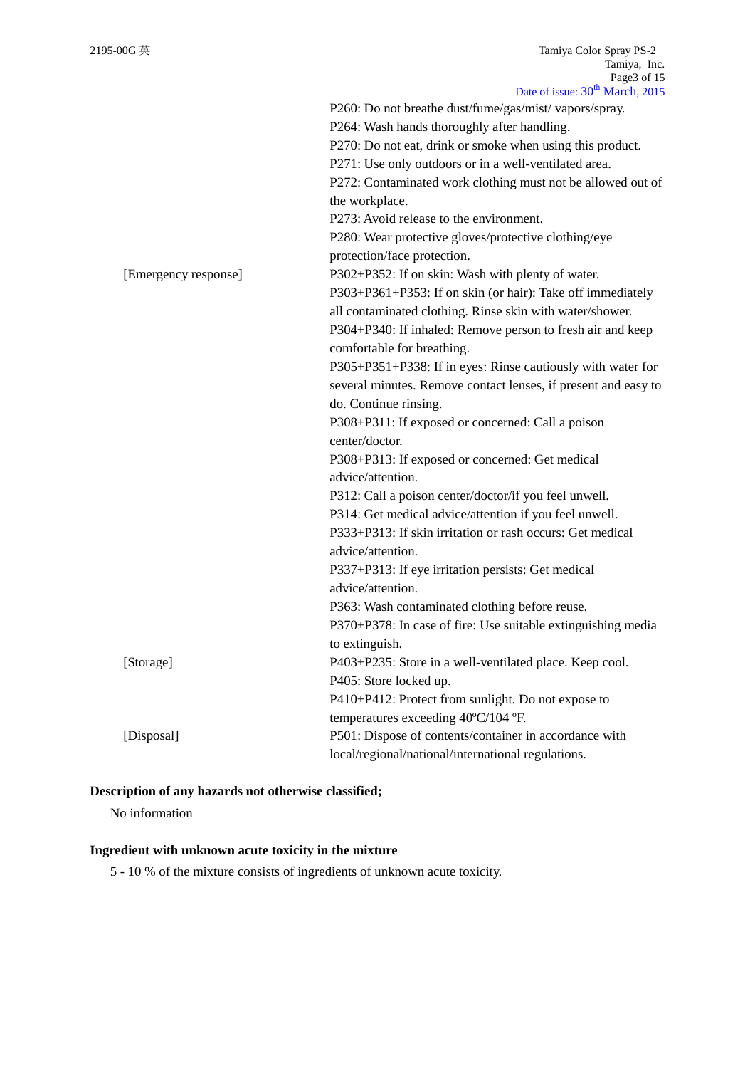| | |
|---|---|
| | P260: Do not breathe dust/fume/gas/mist/ vapors/spray. |
| | P264: Wash hands thoroughly after handling. |
| | P270: Do not eat, drink or smoke when using this product. |
| | P271: Use only outdoors or in a well-ventilated area. |
| | P272: Contaminated work clothing must not be allowed out of the workplace. |
| | P273: Avoid release to the environment. |
| | P280: Wear protective gloves/protective clothing/eye protection/face protection. |
| [Emergency response] | P302+P352: If on skin: Wash with plenty of water. |
| | P303+P361+P353: If on skin (or hair): Take off immediately all contaminated clothing. Rinse skin with water/shower. |
| | P304+P340: If inhaled: Remove person to fresh air and keep comfortable for breathing. |
| | P305+P351+P338: If in eyes: Rinse cautiously with water for several minutes. Remove contact lenses, if present and easy to do. Continue rinsing. |
| | P308+P311: If exposed or concerned: Call a poison center/doctor. |
| | P308+P313: If exposed or concerned: Get medical advice/attention. |
| | P312: Call a poison center/doctor/if you feel unwell. |
| | P314: Get medical advice/attention if you feel unwell. |
| | P333+P313: If skin irritation or rash occurs: Get medical advice/attention. |
| | P337+P313: If eye irritation persists: Get medical advice/attention. |
| | P363: Wash contaminated clothing before reuse. |
| | P370+P378: In case of fire: Use suitable extinguishing media to extinguish. |
| [Storage] | P403+P235: Store in a well-ventilated place. Keep cool. |
| | P405: Store locked up. |
| | P410+P412: Protect from sunlight. Do not expose to temperatures exceeding 40ºC/104 ºF. |
| [Disposal] | P501: Dispose of contents/container in accordance with local/regional/national/international regulations. |

**Description of any hazards not otherwise classified;**

No information

**Ingredient with unknown acute toxicity in the mixture**

5 - 10 % of the mixture consists of ingredients of unknown acute toxicity.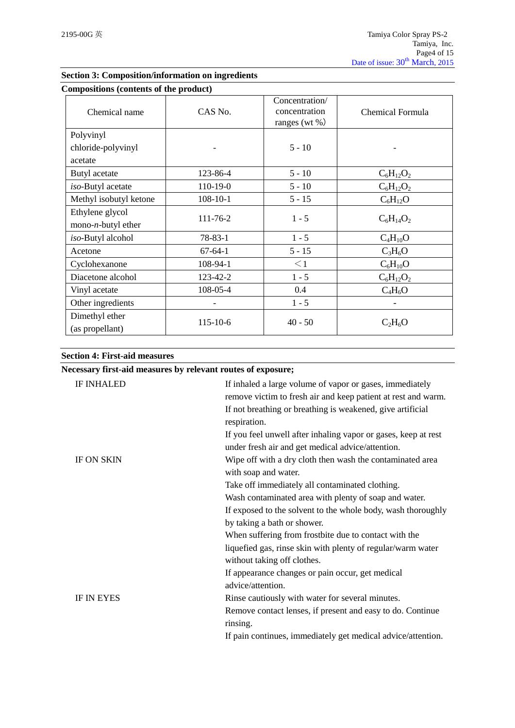## Section 3: Composition/information on ingredients

**Compositions (contents of the product)**

| Chemical name | CAS No. | Concentration/ concentration ranges (wt %) | Chemical Formula |
|---|---|---|---|
| Polyvinyl chloride-polyvinyl acetate | - | 5 - 10 | - |
| Butyl acetate | 123-86-4 | 5 - 10 | $C_6H_{12}O_2$ |
| *iso*-Butyl acetate | 110-19-0 | 5 - 10 | $C_6H_{12}O_2$ |
| Methyl isobutyl ketone | 108-10-1 | 5 - 15 | $C_6H_{12}O$ |
| Ethylene glycol mono-*n*-butyl ether | 111-76-2 | 1 - 5 | $C_6H_{14}O_2$ |
| *iso*-Butyl alcohol | 78-83-1 | 1 - 5 | $C_4H_{10}O$ |
| Acetone | 67-64-1 | 5 - 15 | $C_3H_6O$ |
| Cyclohexanone | 108-94-1 | ＜1 | $C_6H_{10}O$ |
| Diacetone alcohol | 123-42-2 | 1 - 5 | $C_6H_{12}O_2$ |
| Vinyl acetate | 108-05-4 | 0.4 | $C_4H_6O$ |
| Other ingredients | - | 1 - 5 | - |
| Dimethyl ether (as propellant) | 115-10-6 | 40 - 50 | $C_2H_6O$ |

## Section 4: First-aid measures

**Necessary first-aid measures by relevant routes of exposure;**

IF INHALED

If inhaled a large volume of vapor or gases, immediately remove victim to fresh air and keep patient at rest and warm.
If not breathing or breathing is weakened, give artificial respiration.
If you feel unwell after inhaling vapor or gases, keep at rest under fresh air and get medical advice/attention.

IF ON SKIN

Wipe off with a dry cloth then wash the contaminated area with soap and water.
Take off immediately all contaminated clothing.
Wash contaminated area with plenty of soap and water.
If exposed to the solvent to the whole body, wash thoroughly by taking a bath or shower.
When suffering from frostbite due to contact with the liquefied gas, rinse skin with plenty of regular/warm water without taking off clothes.
If appearance changes or pain occur, get medical advice/attention.

IF IN EYES

Rinse cautiously with water for several minutes.
Remove contact lenses, if present and easy to do. Continue rinsing.
If pain continues, immediately get medical advice/attention.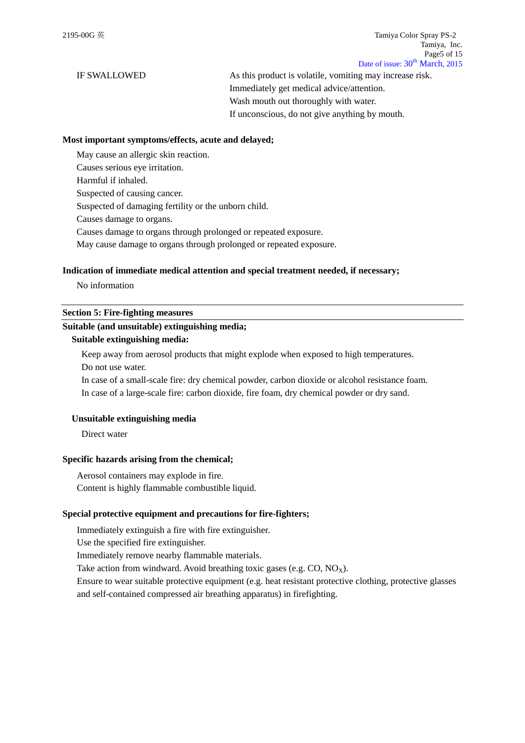IF SWALLOWED

As this product is volatile, vomiting may increase risk.
Immediately get medical advice/attention.
Wash mouth out thoroughly with water.
If unconscious, do not give anything by mouth.

**Most important symptoms/effects, acute and delayed;**

May cause an allergic skin reaction.
Causes serious eye irritation.
Harmful if inhaled.
Suspected of causing cancer.
Suspected of damaging fertility or the unborn child.
Causes damage to organs.
Causes damage to organs through prolonged or repeated exposure.
May cause damage to organs through prolonged or repeated exposure.

**Indication of immediate medical attention and special treatment needed, if necessary;**

No information

## Section 5: Fire-fighting measures

**Suitable (and unsuitable) extinguishing media;**

**Suitable extinguishing media:**

Keep away from aerosol products that might explode when exposed to high temperatures.
Do not use water.
In case of a small-scale fire: dry chemical powder, carbon dioxide or alcohol resistance foam.
In case of a large-scale fire: carbon dioxide, fire foam, dry chemical powder or dry sand.

**Unsuitable extinguishing media**

Direct water

**Specific hazards arising from the chemical;**

Aerosol containers may explode in fire.
Content is highly flammable combustible liquid.

**Special protective equipment and precautions for fire-fighters;**

Immediately extinguish a fire with fire extinguisher.
Use the specified fire extinguisher.
Immediately remove nearby flammable materials.
Take action from windward. Avoid breathing toxic gases (e.g. CO, $NO_X$).
Ensure to wear suitable protective equipment (e.g. heat resistant protective clothing, protective glasses and self-contained compressed air breathing apparatus) in firefighting.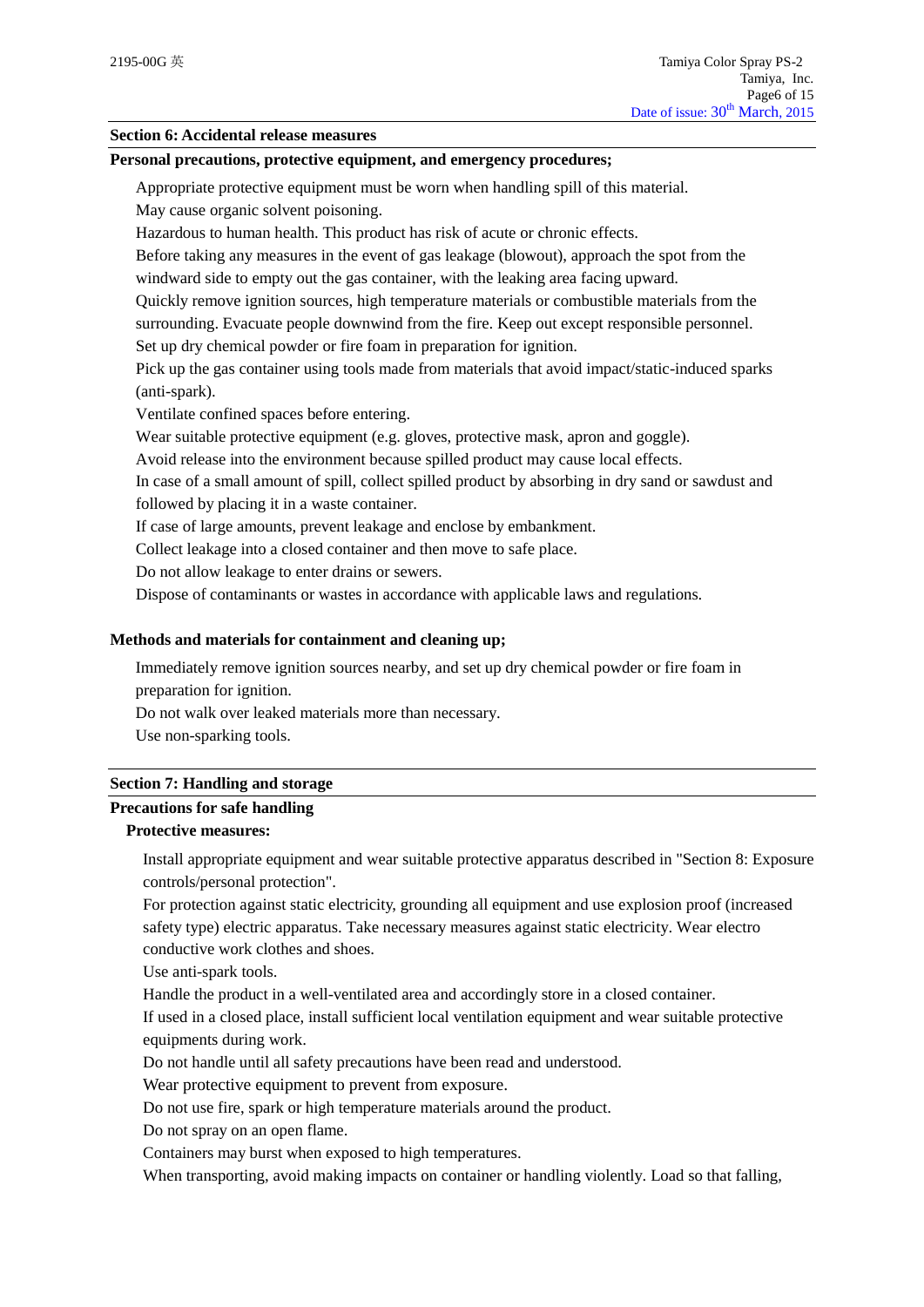## Section 6: Accidental release measures

### Personal precautions, protective equipment, and emergency procedures;

Appropriate protective equipment must be worn when handling spill of this material.
May cause organic solvent poisoning.
Hazardous to human health. This product has risk of acute or chronic effects.
Before taking any measures in the event of gas leakage (blowout), approach the spot from the windward side to empty out the gas container, with the leaking area facing upward.
Quickly remove ignition sources, high temperature materials or combustible materials from the surrounding. Evacuate people downwind from the fire. Keep out except responsible personnel.
Set up dry chemical powder or fire foam in preparation for ignition.
Pick up the gas container using tools made from materials that avoid impact/static-induced sparks (anti-spark).
Ventilate confined spaces before entering.
Wear suitable protective equipment (e.g. gloves, protective mask, apron and goggle).
Avoid release into the environment because spilled product may cause local effects.
In case of a small amount of spill, collect spilled product by absorbing in dry sand or sawdust and followed by placing it in a waste container.
If case of large amounts, prevent leakage and enclose by embankment.
Collect leakage into a closed container and then move to safe place.
Do not allow leakage to enter drains or sewers.
Dispose of contaminants or wastes in accordance with applicable laws and regulations.

### Methods and materials for containment and cleaning up;

Immediately remove ignition sources nearby, and set up dry chemical powder or fire foam in preparation for ignition.
Do not walk over leaked materials more than necessary.
Use non-sparking tools.

## Section 7: Handling and storage

### Precautions for safe handling

**Protective measures:**

Install appropriate equipment and wear suitable protective apparatus described in "Section 8: Exposure controls/personal protection".
For protection against static electricity, grounding all equipment and use explosion proof (increased safety type) electric apparatus. Take necessary measures against static electricity. Wear electro conductive work clothes and shoes.
Use anti-spark tools.
Handle the product in a well-ventilated area and accordingly store in a closed container.
If used in a closed place, install sufficient local ventilation equipment and wear suitable protective equipments during work.
Do not handle until all safety precautions have been read and understood.
Wear protective equipment to prevent from exposure.
Do not use fire, spark or high temperature materials around the product.
Do not spray on an open flame.
Containers may burst when exposed to high temperatures.
When transporting, avoid making impacts on container or handling violently. Load so that falling,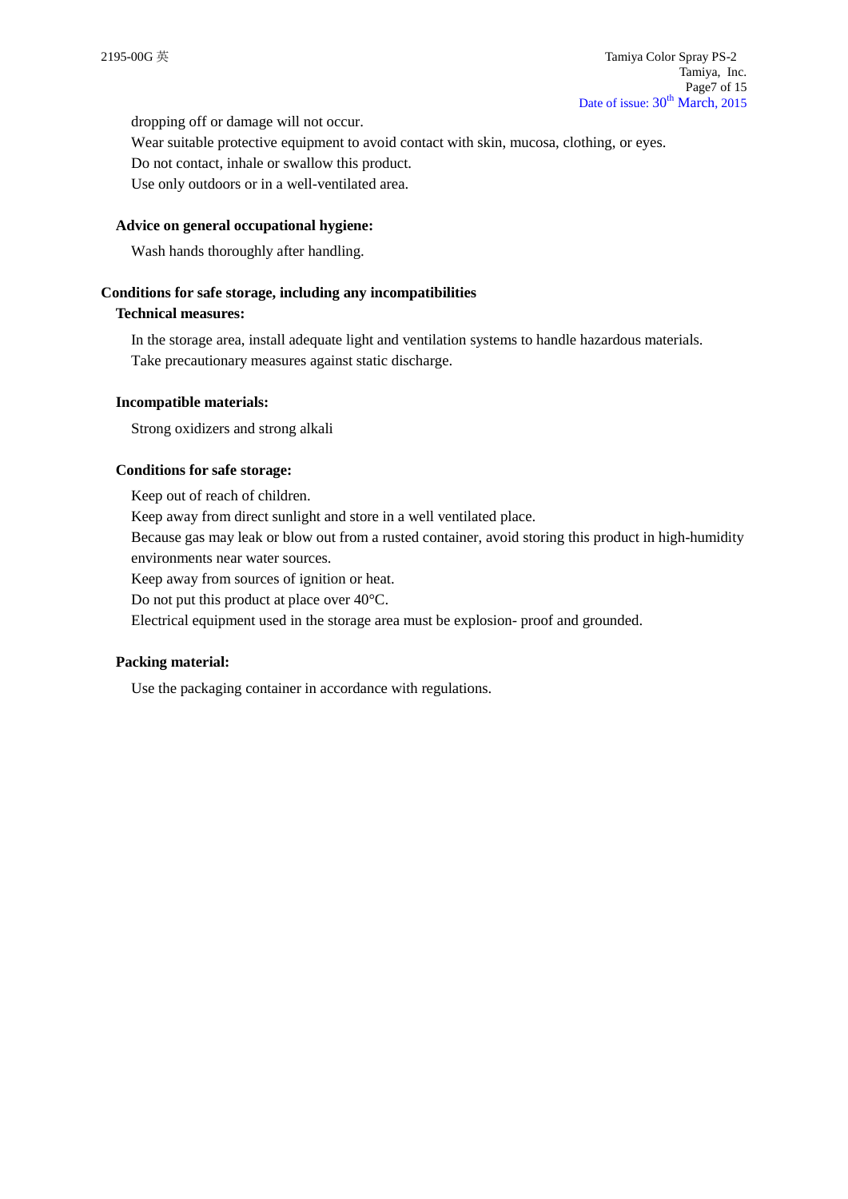dropping off or damage will not occur.

Wear suitable protective equipment to avoid contact with skin, mucosa, clothing, or eyes.

Do not contact, inhale or swallow this product.

Use only outdoors or in a well-ventilated area.

**Advice on general occupational hygiene:**

Wash hands thoroughly after handling.

**Conditions for safe storage, including any incompatibilities**

**Technical measures:**

In the storage area, install adequate light and ventilation systems to handle hazardous materials.

Take precautionary measures against static discharge.

**Incompatible materials:**

Strong oxidizers and strong alkali

**Conditions for safe storage:**

Keep out of reach of children.

Keep away from direct sunlight and store in a well ventilated place.

Because gas may leak or blow out from a rusted container, avoid storing this product in high-humidity environments near water sources.

Keep away from sources of ignition or heat.

Do not put this product at place over 40°C.

Electrical equipment used in the storage area must be explosion- proof and grounded.

**Packing material:**

Use the packaging container in accordance with regulations.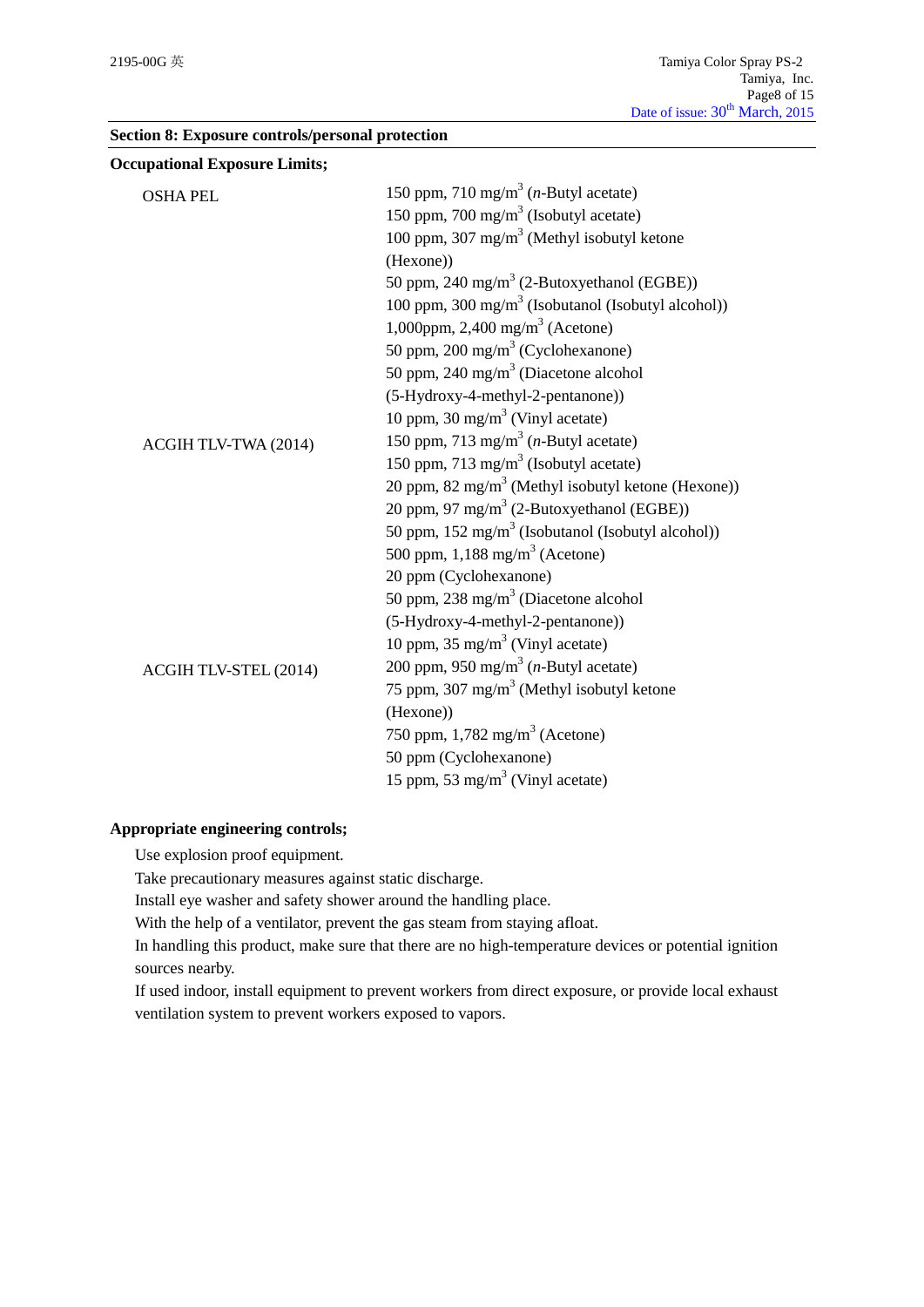## Section 8: Exposure controls/personal protection

**Occupational Exposure Limits;**

| | |
|---|---|
| OSHA PEL | 150 ppm, 710 mg/m$^3$ (*n*-Butyl acetate) |
| | 150 ppm, 700 mg/m$^3$ (Isobutyl acetate) |
| | 100 ppm, 307 mg/m$^3$ (Methyl isobutyl ketone (Hexone)) |
| | 50 ppm, 240 mg/m$^3$ (2-Butoxyethanol (EGBE)) |
| | 100 ppm, 300 mg/m$^3$ (Isobutanol (Isobutyl alcohol)) |
| | 1,000ppm, 2,400 mg/m$^3$ (Acetone) |
| | 50 ppm, 200 mg/m$^3$ (Cyclohexanone) |
| | 50 ppm, 240 mg/m$^3$ (Diacetone alcohol (5-Hydroxy-4-methyl-2-pentanone)) |
| | 10 ppm, 30 mg/m$^3$ (Vinyl acetate) |
| ACGIH TLV-TWA (2014) | 150 ppm, 713 mg/m$^3$ (*n*-Butyl acetate) |
| | 150 ppm, 713 mg/m$^3$ (Isobutyl acetate) |
| | 20 ppm, 82 mg/m$^3$ (Methyl isobutyl ketone (Hexone)) |
| | 20 ppm, 97 mg/m$^3$ (2-Butoxyethanol (EGBE)) |
| | 50 ppm, 152 mg/m$^3$ (Isobutanol (Isobutyl alcohol)) |
| | 500 ppm, 1,188 mg/m$^3$ (Acetone) |
| | 20 ppm (Cyclohexanone) |
| | 50 ppm, 238 mg/m$^3$ (Diacetone alcohol (5-Hydroxy-4-methyl-2-pentanone)) |
| | 10 ppm, 35 mg/m$^3$ (Vinyl acetate) |
| ACGIH TLV-STEL (2014) | 200 ppm, 950 mg/m$^3$ (*n*-Butyl acetate) |
| | 75 ppm, 307 mg/m$^3$ (Methyl isobutyl ketone (Hexone)) |
| | 750 ppm, 1,782 mg/m$^3$ (Acetone) |
| | 50 ppm (Cyclohexanone) |
| | 15 ppm, 53 mg/m$^3$ (Vinyl acetate) |

**Appropriate engineering controls;**

Use explosion proof equipment.

Take precautionary measures against static discharge.

Install eye washer and safety shower around the handling place.

With the help of a ventilator, prevent the gas steam from staying afloat.

In handling this product, make sure that there are no high-temperature devices or potential ignition sources nearby.

If used indoor, install equipment to prevent workers from direct exposure, or provide local exhaust ventilation system to prevent workers exposed to vapors.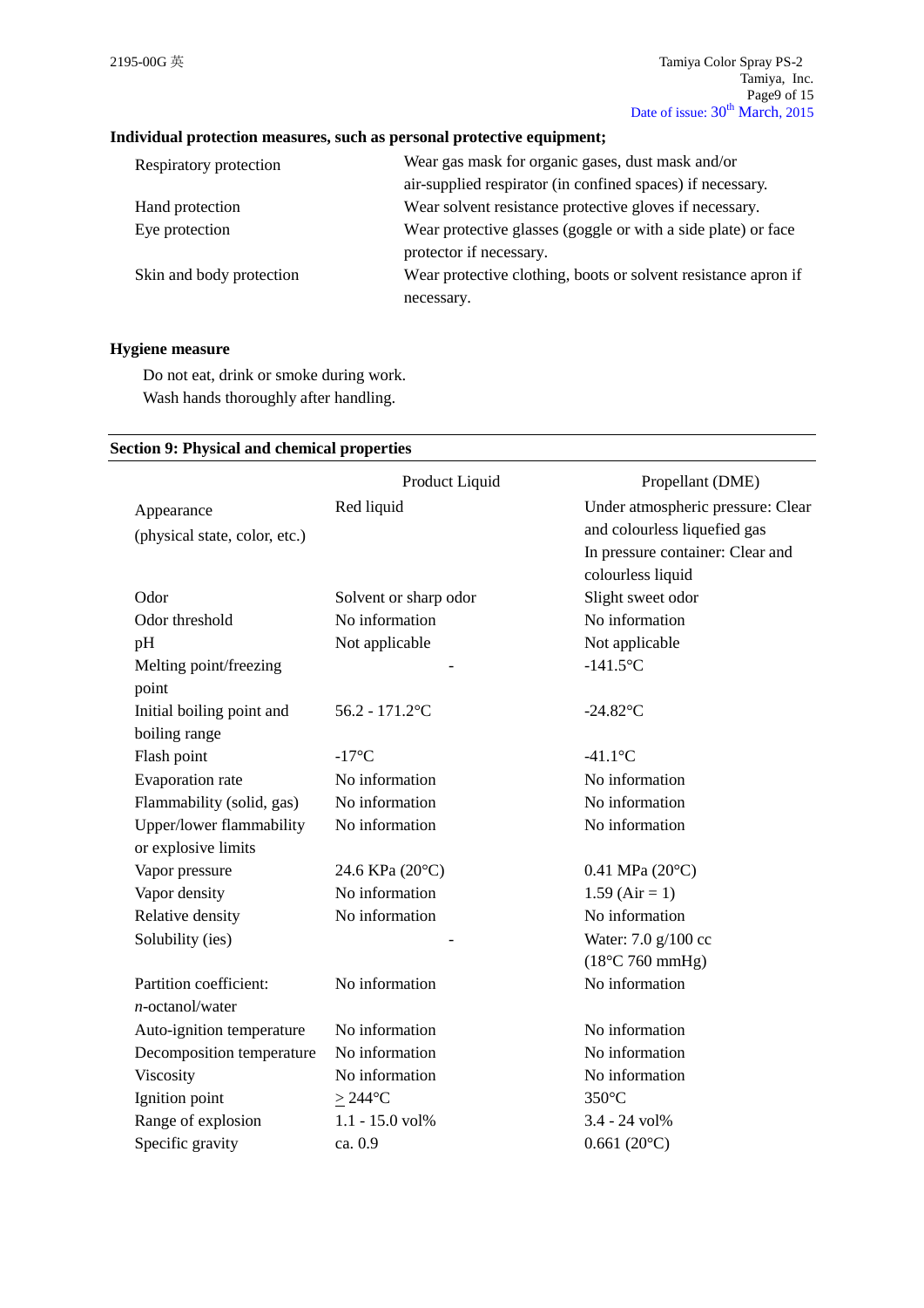**Individual protection measures, such as personal protective equipment;**

| | |
|---|---|
| Respiratory protection | Wear gas mask for organic gases, dust mask and/or air-supplied respirator (in confined spaces) if necessary. |
| Hand protection | Wear solvent resistance protective gloves if necessary. |
| Eye protection | Wear protective glasses (goggle or with a side plate) or face protector if necessary. |
| Skin and body protection | Wear protective clothing, boots or solvent resistance apron if necessary. |

**Hygiene measure**

Do not eat, drink or smoke during work.
Wash hands thoroughly after handling.

## Section 9: Physical and chemical properties

| | Product Liquid | Propellant (DME) |
|---|---|---|
| Appearance (physical state, color, etc.) | Red liquid | Under atmospheric pressure: Clear and colourless liquefied gas<br>In pressure container: Clear and colourless liquid |
| Odor | Solvent or sharp odor | Slight sweet odor |
| Odor threshold | No information | No information |
| pH | Not applicable | Not applicable |
| Melting point/freezing point | - | -141.5°C |
| Initial boiling point and boiling range | 56.2 - 171.2°C | -24.82°C |
| Flash point | -17°C | -41.1°C |
| Evaporation rate | No information | No information |
| Flammability (solid, gas) | No information | No information |
| Upper/lower flammability or explosive limits | No information | No information |
| Vapor pressure | 24.6 KPa (20°C) | 0.41 MPa (20°C) |
| Vapor density | No information | 1.59 (Air = 1) |
| Relative density | No information | No information |
| Solubility (ies) | - | Water: 7.0 g/100 cc (18°C 760 mmHg) |
| Partition coefficient: *n*-octanol/water | No information | No information |
| Auto-ignition temperature | No information | No information |
| Decomposition temperature | No information | No information |
| Viscosity | No information | No information |
| Ignition point | ≥ 244°C | 350°C |
| Range of explosion | 1.1 - 15.0 vol% | 3.4 - 24 vol% |
| Specific gravity | ca. 0.9 | 0.661 (20°C) |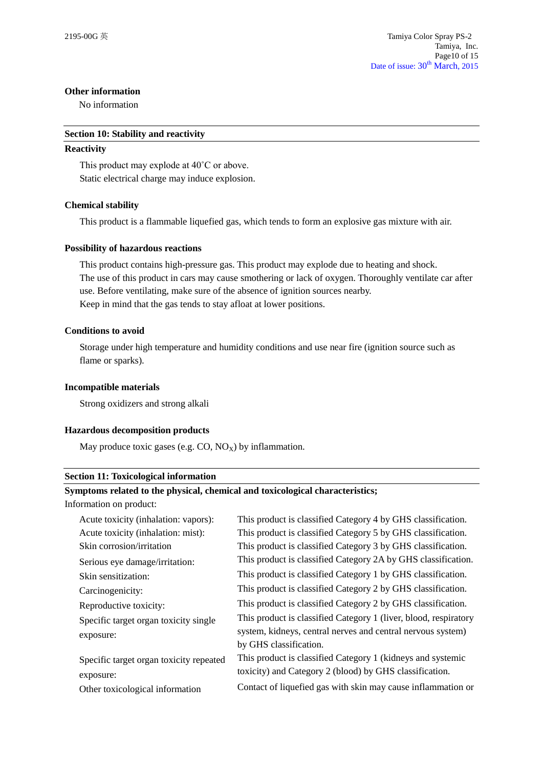**Other information**

No information

## Section 10: Stability and reactivity

**Reactivity**

This product may explode at 40˚C or above.
Static electrical charge may induce explosion.

**Chemical stability**

This product is a flammable liquefied gas, which tends to form an explosive gas mixture with air.

**Possibility of hazardous reactions**

This product contains high-pressure gas. This product may explode due to heating and shock.
The use of this product in cars may cause smothering or lack of oxygen. Thoroughly ventilate car after use. Before ventilating, make sure of the absence of ignition sources nearby.
Keep in mind that the gas tends to stay afloat at lower positions.

**Conditions to avoid**

Storage under high temperature and humidity conditions and use near fire (ignition source such as flame or sparks).

**Incompatible materials**

Strong oxidizers and strong alkali

**Hazardous decomposition products**

May produce toxic gases (e.g. CO, $NO_X$) by inflammation.

## Section 11: Toxicological information

**Symptoms related to the physical, chemical and toxicological characteristics;**

Information on product:

| | |
|---|---|
| Acute toxicity (inhalation: vapors): | This product is classified Category 4 by GHS classification. |
| Acute toxicity (inhalation: mist): | This product is classified Category 5 by GHS classification. |
| Skin corrosion/irritation | This product is classified Category 3 by GHS classification. |
| Serious eye damage/irritation: | This product is classified Category 2A by GHS classification. |
| Skin sensitization: | This product is classified Category 1 by GHS classification. |
| Carcinogenicity: | This product is classified Category 2 by GHS classification. |
| Reproductive toxicity: | This product is classified Category 2 by GHS classification. |
| Specific target organ toxicity single exposure: | This product is classified Category 1 (liver, blood, respiratory system, kidneys, central nerves and central nervous system) by GHS classification. |
| Specific target organ toxicity repeated exposure: | This product is classified Category 1 (kidneys and systemic toxicity) and Category 2 (blood) by GHS classification. |
| Other toxicological information | Contact of liquefied gas with skin may cause inflammation or |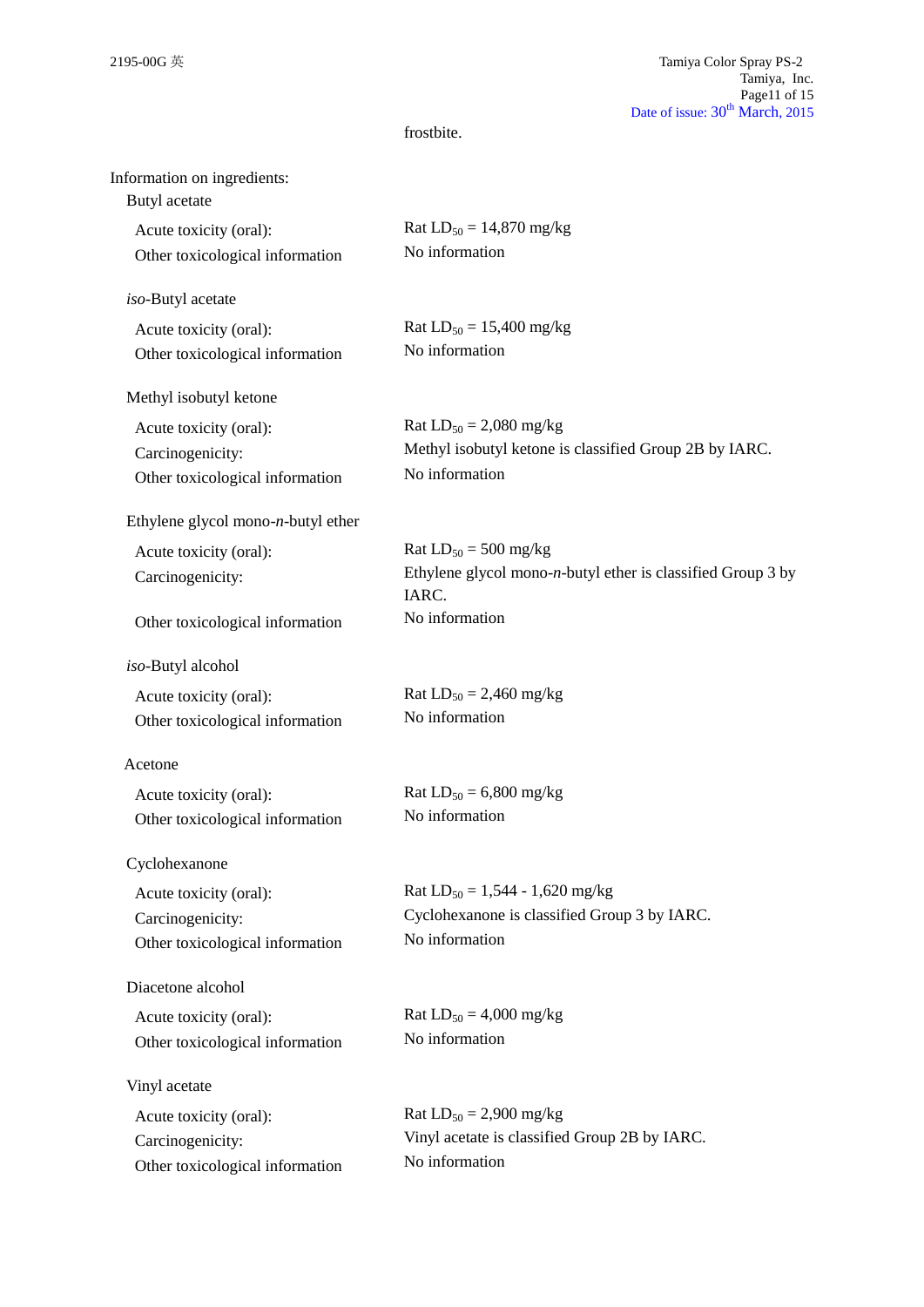frostbite.

Information on ingredients:

Butyl acetate

| | |
|---|---|
| Acute toxicity (oral): | Rat $LD_{50}$ = 14,870 mg/kg |
| Other toxicological information | No information |

*iso*-Butyl acetate

| | |
|---|---|
| Acute toxicity (oral): | Rat $LD_{50}$ = 15,400 mg/kg |
| Other toxicological information | No information |

Methyl isobutyl ketone

| | |
|---|---|
| Acute toxicity (oral): | Rat $LD_{50}$ = 2,080 mg/kg |
| Carcinogenicity: | Methyl isobutyl ketone is classified Group 2B by IARC. |
| Other toxicological information | No information |

Ethylene glycol mono-*n*-butyl ether

| | |
|---|---|
| Acute toxicity (oral): | Rat $LD_{50}$ = 500 mg/kg |
| Carcinogenicity: | Ethylene glycol mono-*n*-butyl ether is classified Group 3 by IARC. |
| Other toxicological information | No information |

*iso*-Butyl alcohol

| | |
|---|---|
| Acute toxicity (oral): | Rat $LD_{50}$ = 2,460 mg/kg |
| Other toxicological information | No information |

Acetone

| | |
|---|---|
| Acute toxicity (oral): | Rat $LD_{50}$ = 6,800 mg/kg |
| Other toxicological information | No information |

Cyclohexanone

| | |
|---|---|
| Acute toxicity (oral): | Rat $LD_{50}$ = 1,544 - 1,620 mg/kg |
| Carcinogenicity: | Cyclohexanone is classified Group 3 by IARC. |
| Other toxicological information | No information |

Diacetone alcohol

| | |
|---|---|
| Acute toxicity (oral): | Rat $LD_{50}$ = 4,000 mg/kg |
| Other toxicological information | No information |

Vinyl acetate

| | |
|---|---|
| Acute toxicity (oral): | Rat $LD_{50}$ = 2,900 mg/kg |
| Carcinogenicity: | Vinyl acetate is classified Group 2B by IARC. |
| Other toxicological information | No information |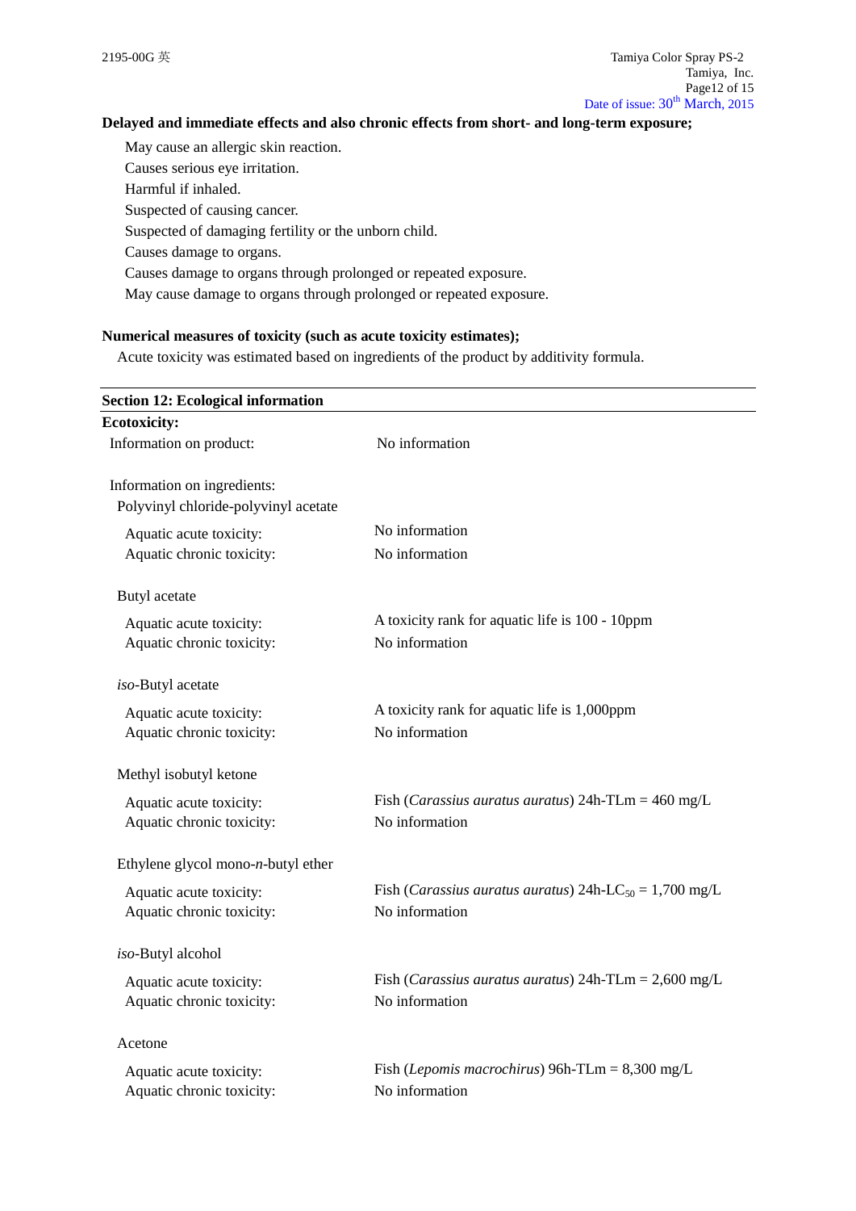**Delayed and immediate effects and also chronic effects from short- and long-term exposure;**

May cause an allergic skin reaction.
Causes serious eye irritation.
Harmful if inhaled.
Suspected of causing cancer.
Suspected of damaging fertility or the unborn child.
Causes damage to organs.
Causes damage to organs through prolonged or repeated exposure.
May cause damage to organs through prolonged or repeated exposure.

**Numerical measures of toxicity (such as acute toxicity estimates);**

Acute toxicity was estimated based on ingredients of the product by additivity formula.

## Section 12: Ecological information

**Ecotoxicity:**

Information on product: No information

Information on ingredients:

Polyvinyl chloride-polyvinyl acetate

| | |
|---|---|
| Aquatic acute toxicity: | No information |
| Aquatic chronic toxicity: | No information |

Butyl acetate

| | |
|---|---|
| Aquatic acute toxicity: | A toxicity rank for aquatic life is 100 - 10ppm |
| Aquatic chronic toxicity: | No information |

*iso*-Butyl acetate

| | |
|---|---|
| Aquatic acute toxicity: | A toxicity rank for aquatic life is 1,000ppm |
| Aquatic chronic toxicity: | No information |

Methyl isobutyl ketone

| | |
|---|---|
| Aquatic acute toxicity: | Fish (*Carassius auratus auratus*) 24h-TLm = 460 mg/L |
| Aquatic chronic toxicity: | No information |

Ethylene glycol mono-*n*-butyl ether

| | |
|---|---|
| Aquatic acute toxicity: | Fish (*Carassius auratus auratus*) 24h-$LC_{50}$ = 1,700 mg/L |
| Aquatic chronic toxicity: | No information |

*iso*-Butyl alcohol

| | |
|---|---|
| Aquatic acute toxicity: | Fish (*Carassius auratus auratus*) 24h-TLm = 2,600 mg/L |
| Aquatic chronic toxicity: | No information |

Acetone

| | |
|---|---|
| Aquatic acute toxicity: | Fish (*Lepomis macrochirus*) 96h-TLm = 8,300 mg/L |
| Aquatic chronic toxicity: | No information |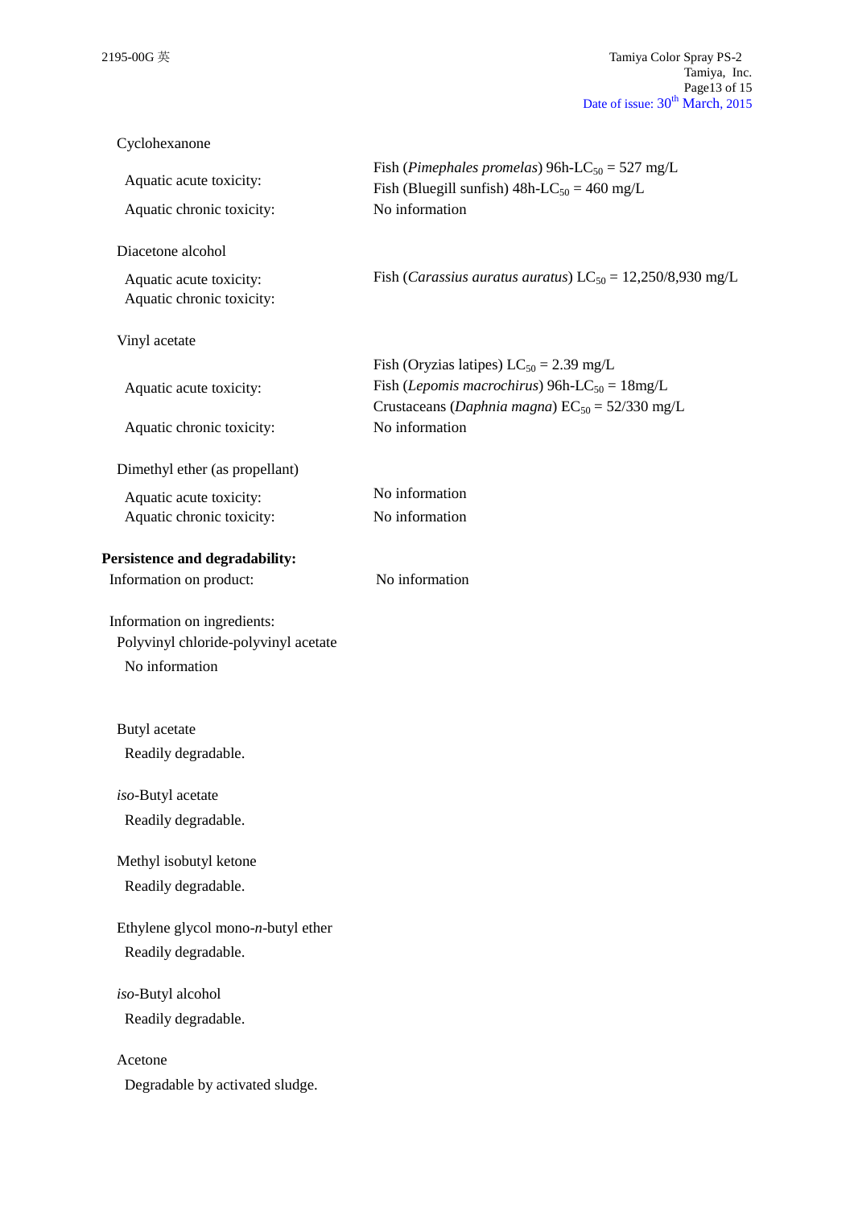Cyclohexanone

| | |
|---|---|
| Aquatic acute toxicity: | Fish (*Pimephales promelas*) 96h-$LC_{50}$ = 527 mg/L<br>Fish (Bluegill sunfish) 48h-$LC_{50}$ = 460 mg/L |
| Aquatic chronic toxicity: | No information |

Diacetone alcohol

| | |
|---|---|
| Aquatic acute toxicity: | Fish (*Carassius auratus auratus*) $LC_{50}$ = 12,250/8,930 mg/L |
| Aquatic chronic toxicity: | |

Vinyl acetate

| | |
|---|---|
| Aquatic acute toxicity: | Fish (Oryzias latipes) $LC_{50}$ = 2.39 mg/L<br>Fish (*Lepomis macrochirus*) 96h-$LC_{50}$ = 18mg/L<br>Crustaceans (*Daphnia magna*) $EC_{50}$ = 52/330 mg/L |
| Aquatic chronic toxicity: | No information |

Dimethyl ether (as propellant)

| | |
|---|---|
| Aquatic acute toxicity: | No information |
| Aquatic chronic toxicity: | No information |

**Persistence and degradability:**

Information on product: No information

Information on ingredients:

Polyvinyl chloride-polyvinyl acetate

No information

Butyl acetate

Readily degradable.

*iso*-Butyl acetate

Readily degradable.

Methyl isobutyl ketone

Readily degradable.

Ethylene glycol mono-*n*-butyl ether

Readily degradable.

*iso*-Butyl alcohol

Readily degradable.

Acetone

Degradable by activated sludge.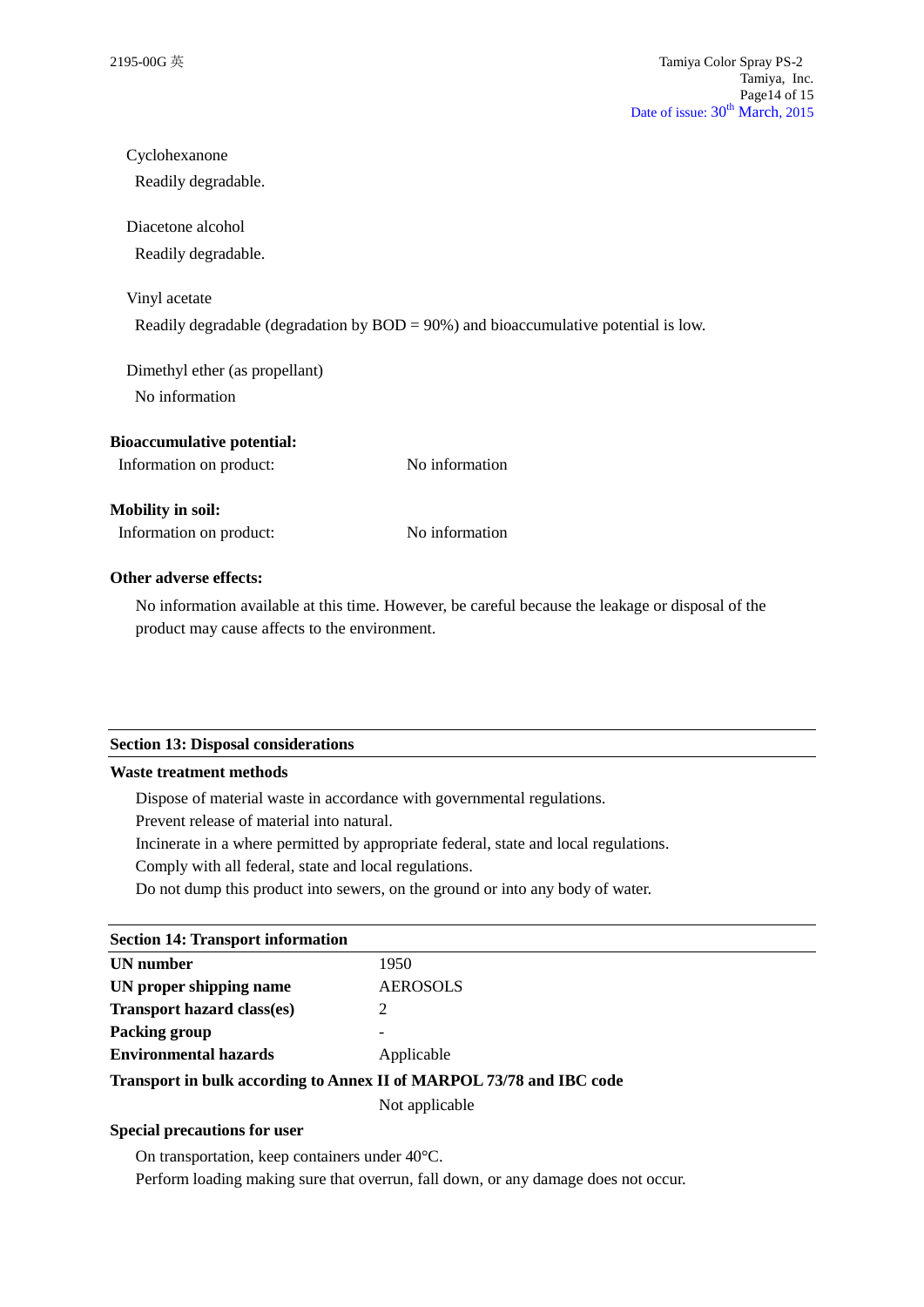Cyclohexanone

Readily degradable.

Diacetone alcohol

Readily degradable.

Vinyl acetate

Readily degradable (degradation by BOD = 90%) and bioaccumulative potential is low.

Dimethyl ether (as propellant)

No information

**Bioaccumulative potential:**

Information on product: No information

**Mobility in soil:**

Information on product: No information

**Other adverse effects:**

No information available at this time. However, be careful because the leakage or disposal of the product may cause affects to the environment.

## Section 13: Disposal considerations

**Waste treatment methods**

Dispose of material waste in accordance with governmental regulations.
Prevent release of material into natural.
Incinerate in a where permitted by appropriate federal, state and local regulations.
Comply with all federal, state and local regulations.
Do not dump this product into sewers, on the ground or into any body of water.

## Section 14: Transport information

| | |
|---|---|
| **UN number** | 1950 |
| **UN proper shipping name** | AEROSOLS |
| **Transport hazard class(es)** | 2 |
| **Packing group** | - |
| **Environmental hazards** | Applicable |

**Transport in bulk according to Annex II of MARPOL 73/78 and IBC code**

Not applicable

**Special precautions for user**

On transportation, keep containers under 40°C.
Perform loading making sure that overrun, fall down, or any damage does not occur.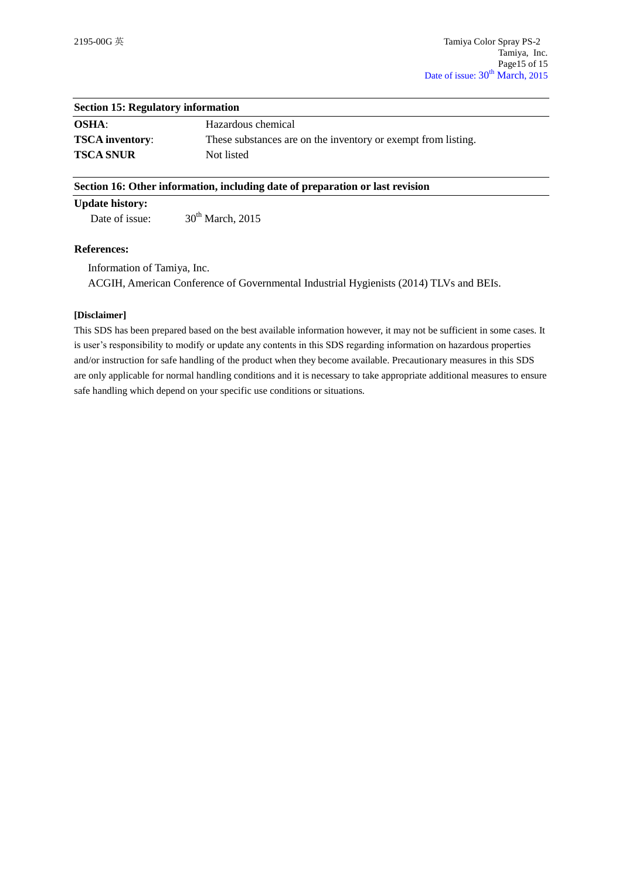## Section 15: Regulatory information

| | |
|---|---|
| **OSHA**: | Hazardous chemical |
| **TSCA inventory**: | These substances are on the inventory or exempt from listing. |
| **TSCA SNUR** | Not listed |

## Section 16: Other information, including date of preparation or last revision

**Update history:**

Date of issue: 30th March, 2015

**References:**

Information of Tamiya, Inc.

ACGIH, American Conference of Governmental Industrial Hygienists (2014) TLVs and BEIs.

**[Disclaimer]**

This SDS has been prepared based on the best available information however, it may not be sufficient in some cases. It is user's responsibility to modify or update any contents in this SDS regarding information on hazardous properties and/or instruction for safe handling of the product when they become available. Precautionary measures in this SDS are only applicable for normal handling conditions and it is necessary to take appropriate additional measures to ensure safe handling which depend on your specific use conditions or situations.